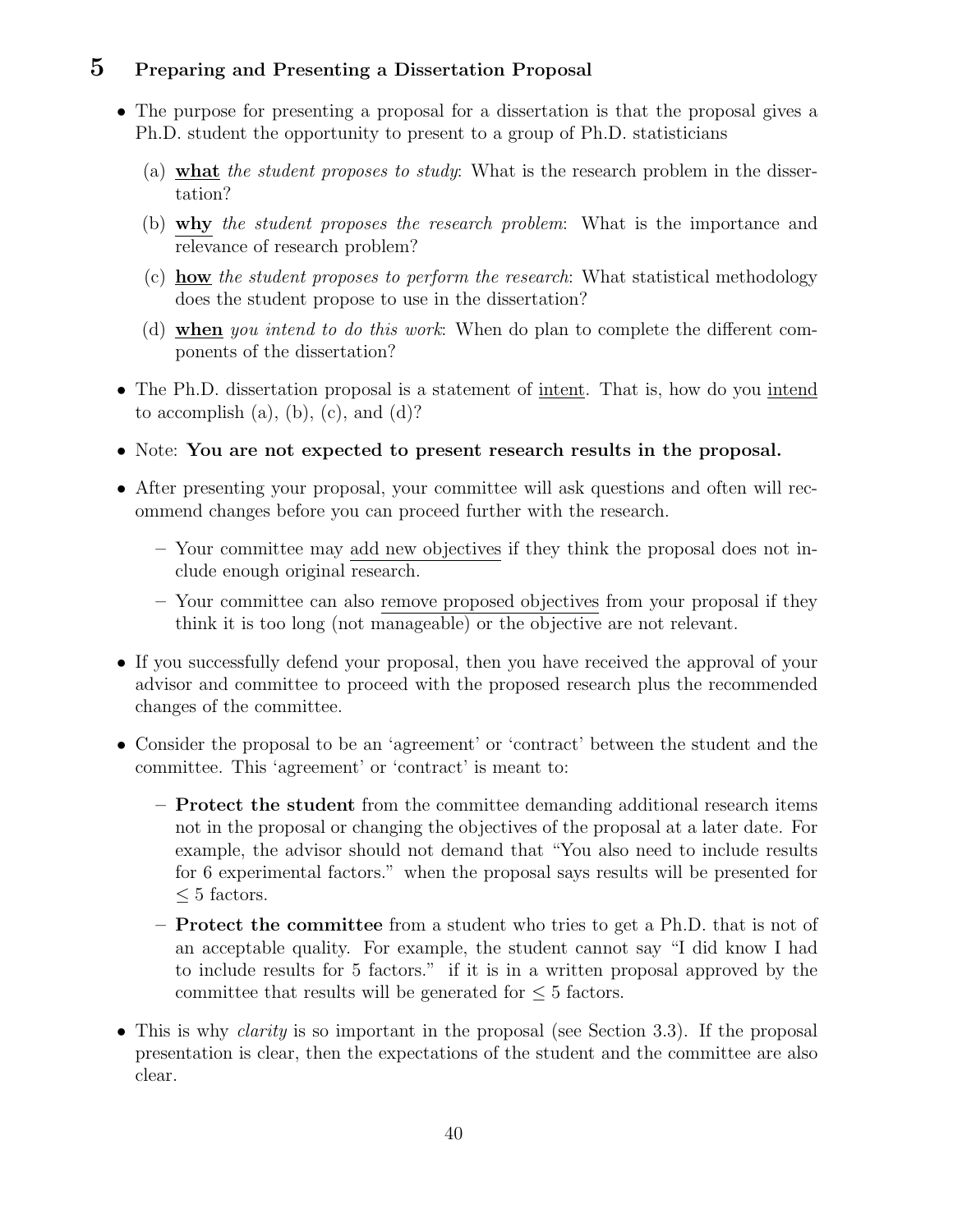## 5 Preparing and Presenting a Dissertation Proposal

- The purpose for presenting a proposal for a dissertation is that the proposal gives a Ph.D. student the opportunity to present to a group of Ph.D. statisticians
  (a) **what** *the student proposes to study*: What is the research problem in the dissertation?
  (b) **why** *the student proposes the research problem*: What is the importance and relevance of research problem?
  (c) **how** *the student proposes to perform the research*: What statistical methodology does the student propose to use in the dissertation?
  (d) **when** *you intend to do this work*: When do plan to complete the different components of the dissertation?
- The Ph.D. dissertation proposal is a statement of intent. That is, how do you intend to accomplish (a), (b), (c), and (d)?
- Note: **You are not expected to present research results in the proposal.**
- After presenting your proposal, your committee will ask questions and often will recommend changes before you can proceed further with the research.
  - Your committee may add new objectives if they think the proposal does not include enough original research.
  - Your committee can also remove proposed objectives from your proposal if they think it is too long (not manageable) or the objective are not relevant.
- If you successfully defend your proposal, then you have received the approval of your advisor and committee to proceed with the proposed research plus the recommended changes of the committee.
- Consider the proposal to be an 'agreement' or 'contract' between the student and the committee. This 'agreement' or 'contract' is meant to:
  - **Protect the student** from the committee demanding additional research items not in the proposal or changing the objectives of the proposal at a later date. For example, the advisor should not demand that "You also need to include results for 6 experimental factors." when the proposal says results will be presented for $\leq 5$ factors.
  - **Protect the committee** from a student who tries to get a Ph.D. that is not of an acceptable quality. For example, the student cannot say "I did know I had to include results for 5 factors." if it is in a written proposal approved by the committee that results will be generated for $\leq 5$ factors.
- This is why *clarity* is so important in the proposal (see Section 3.3). If the proposal presentation is clear, then the expectations of the student and the committee are also clear.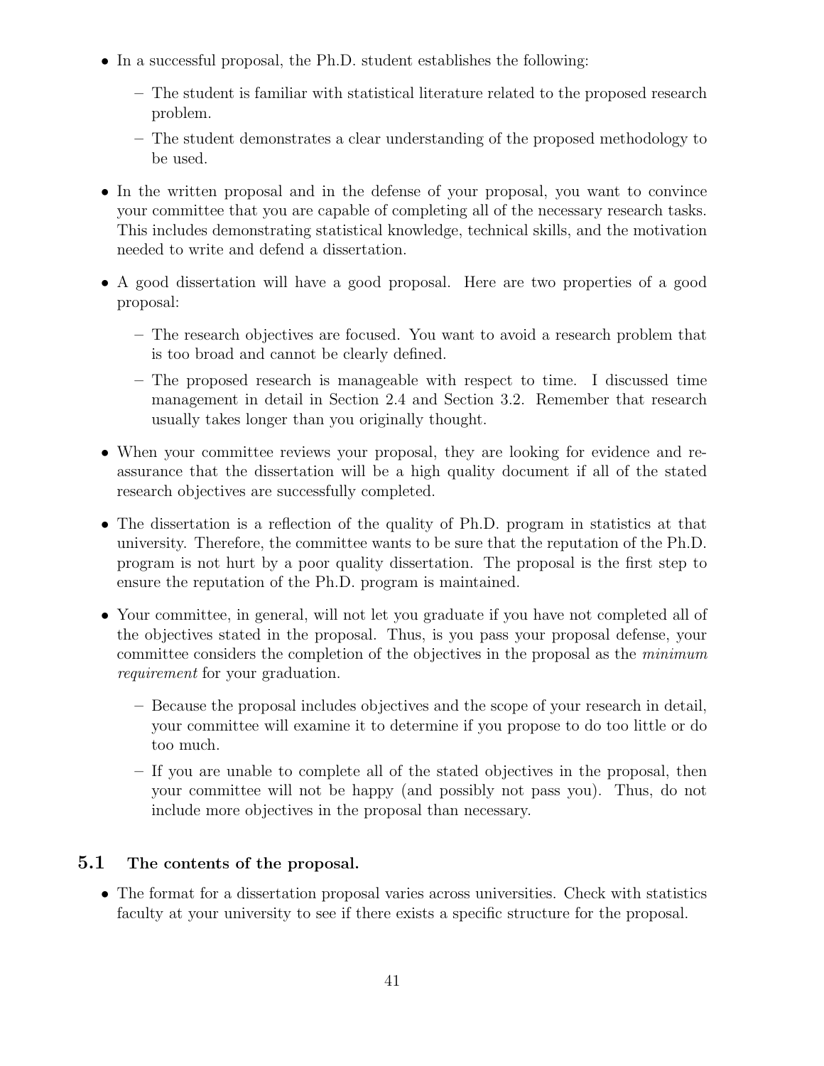- In a successful proposal, the Ph.D. student establishes the following:
  - The student is familiar with statistical literature related to the proposed research problem.
  - The student demonstrates a clear understanding of the proposed methodology to be used.
- In the written proposal and in the defense of your proposal, you want to convince your committee that you are capable of completing all of the necessary research tasks. This includes demonstrating statistical knowledge, technical skills, and the motivation needed to write and defend a dissertation.
- A good dissertation will have a good proposal. Here are two properties of a good proposal:
  - The research objectives are focused. You want to avoid a research problem that is too broad and cannot be clearly defined.
  - The proposed research is manageable with respect to time. I discussed time management in detail in Section 2.4 and Section 3.2. Remember that research usually takes longer than you originally thought.
- When your committee reviews your proposal, they are looking for evidence and reassurance that the dissertation will be a high quality document if all of the stated research objectives are successfully completed.
- The dissertation is a reflection of the quality of Ph.D. program in statistics at that university. Therefore, the committee wants to be sure that the reputation of the Ph.D. program is not hurt by a poor quality dissertation. The proposal is the first step to ensure the reputation of the Ph.D. program is maintained.
- Your committee, in general, will not let you graduate if you have not completed all of the objectives stated in the proposal. Thus, is you pass your proposal defense, your committee considers the completion of the objectives in the proposal as the *minimum requirement* for your graduation.
  - Because the proposal includes objectives and the scope of your research in detail, your committee will examine it to determine if you propose to do too little or do too much.
  - If you are unable to complete all of the stated objectives in the proposal, then your committee will not be happy (and possibly not pass you). Thus, do not include more objectives in the proposal than necessary.

## 5.1 The contents of the proposal.

- The format for a dissertation proposal varies across universities. Check with statistics faculty at your university to see if there exists a specific structure for the proposal.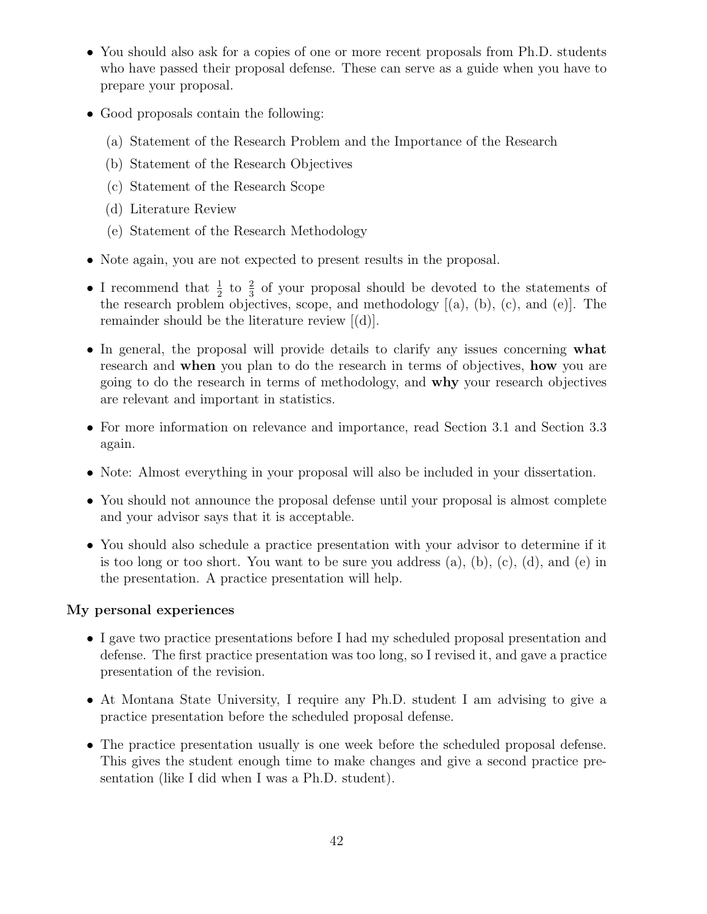- You should also ask for a copies of one or more recent proposals from Ph.D. students who have passed their proposal defense. These can serve as a guide when you have to prepare your proposal.
- Good proposals contain the following:
  (a) Statement of the Research Problem and the Importance of the Research
  (b) Statement of the Research Objectives
  (c) Statement of the Research Scope
  (d) Literature Review
  (e) Statement of the Research Methodology
- Note again, you are not expected to present results in the proposal.
- I recommend that $\frac{1}{2}$ to $\frac{2}{3}$ of your proposal should be devoted to the statements of the research problem objectives, scope, and methodology [(a), (b), (c), and (e)]. The remainder should be the literature review [(d)].
- In general, the proposal will provide details to clarify any issues concerning **what** research and **when** you plan to do the research in terms of objectives, **how** you are going to do the research in terms of methodology, and **why** your research objectives are relevant and important in statistics.
- For more information on relevance and importance, read Section 3.1 and Section 3.3 again.
- Note: Almost everything in your proposal will also be included in your dissertation.
- You should not announce the proposal defense until your proposal is almost complete and your advisor says that it is acceptable.
- You should also schedule a practice presentation with your advisor to determine if it is too long or too short. You want to be sure you address (a), (b), (c), (d), and (e) in the presentation. A practice presentation will help.

**My personal experiences**

- I gave two practice presentations before I had my scheduled proposal presentation and defense. The first practice presentation was too long, so I revised it, and gave a practice presentation of the revision.
- At Montana State University, I require any Ph.D. student I am advising to give a practice presentation before the scheduled proposal defense.
- The practice presentation usually is one week before the scheduled proposal defense. This gives the student enough time to make changes and give a second practice presentation (like I did when I was a Ph.D. student).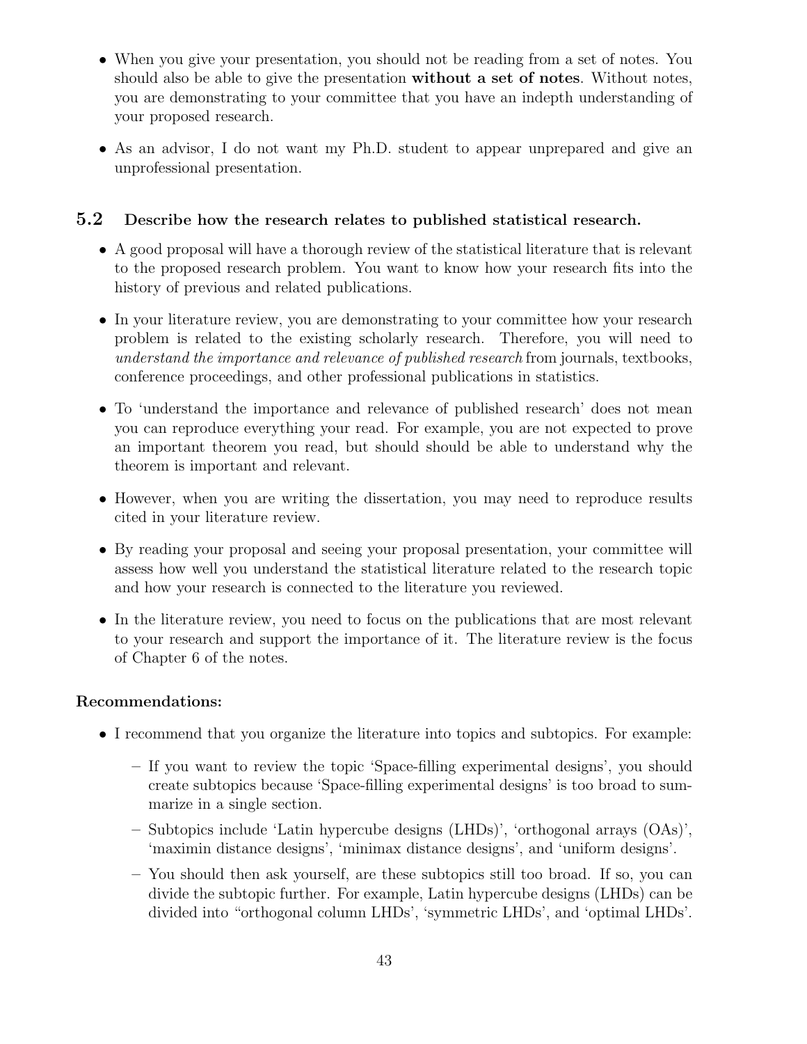- When you give your presentation, you should not be reading from a set of notes. You should also be able to give the presentation **without a set of notes**. Without notes, you are demonstrating to your committee that you have an indepth understanding of your proposed research.
- As an advisor, I do not want my Ph.D. student to appear unprepared and give an unprofessional presentation.

## 5.2 Describe how the research relates to published statistical research.

- A good proposal will have a thorough review of the statistical literature that is relevant to the proposed research problem. You want to know how your research fits into the history of previous and related publications.
- In your literature review, you are demonstrating to your committee how your research problem is related to the existing scholarly research. Therefore, you will need to *understand the importance and relevance of published research* from journals, textbooks, conference proceedings, and other professional publications in statistics.
- To 'understand the importance and relevance of published research' does not mean you can reproduce everything your read. For example, you are not expected to prove an important theorem you read, but should should be able to understand why the theorem is important and relevant.
- However, when you are writing the dissertation, you may need to reproduce results cited in your literature review.
- By reading your proposal and seeing your proposal presentation, your committee will assess how well you understand the statistical literature related to the research topic and how your research is connected to the literature you reviewed.
- In the literature review, you need to focus on the publications that are most relevant to your research and support the importance of it. The literature review is the focus of Chapter 6 of the notes.

**Recommendations:**

- I recommend that you organize the literature into topics and subtopics. For example:
  - If you want to review the topic 'Space-filling experimental designs', you should create subtopics because 'Space-filling experimental designs' is too broad to summarize in a single section.
  - Subtopics include 'Latin hypercube designs (LHDs)', 'orthogonal arrays (OAs)', 'maximin distance designs', 'minimax distance designs', and 'uniform designs'.
  - You should then ask yourself, are these subtopics still too broad. If so, you can divide the subtopic further. For example, Latin hypercube designs (LHDs) can be divided into "orthogonal column LHDs', 'symmetric LHDs', and 'optimal LHDs'.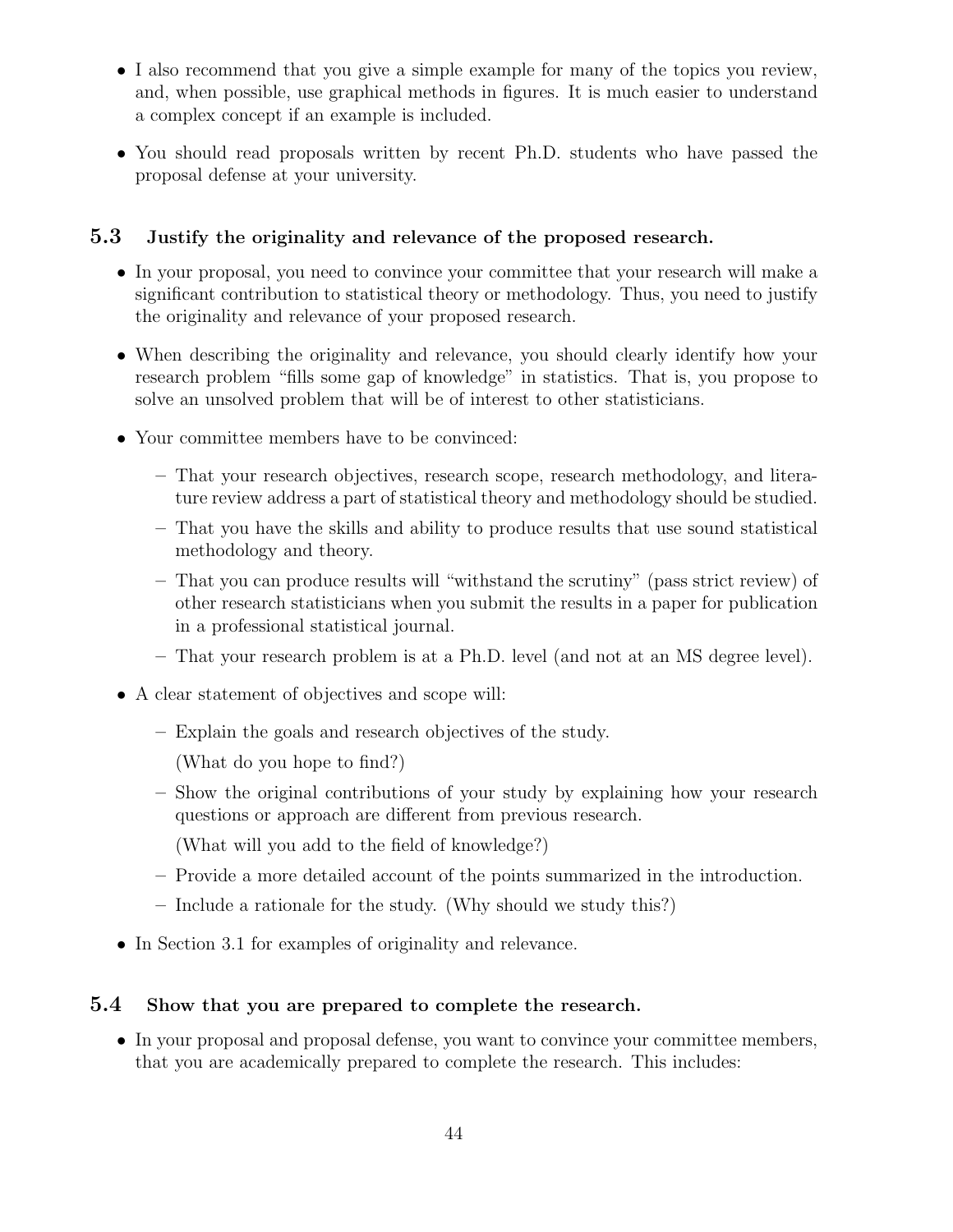- I also recommend that you give a simple example for many of the topics you review, and, when possible, use graphical methods in figures. It is much easier to understand a complex concept if an example is included.
- You should read proposals written by recent Ph.D. students who have passed the proposal defense at your university.

## 5.3 Justify the originality and relevance of the proposed research.

- In your proposal, you need to convince your committee that your research will make a significant contribution to statistical theory or methodology. Thus, you need to justify the originality and relevance of your proposed research.
- When describing the originality and relevance, you should clearly identify how your research problem "fills some gap of knowledge" in statistics. That is, you propose to solve an unsolved problem that will be of interest to other statisticians.
- Your committee members have to be convinced:
  - That your research objectives, research scope, research methodology, and literature review address a part of statistical theory and methodology should be studied.
  - That you have the skills and ability to produce results that use sound statistical methodology and theory.
  - That you can produce results will "withstand the scrutiny" (pass strict review) of other research statisticians when you submit the results in a paper for publication in a professional statistical journal.
  - That your research problem is at a Ph.D. level (and not at an MS degree level).
- A clear statement of objectives and scope will:
  - Explain the goals and research objectives of the study.

    (What do you hope to find?)
  - Show the original contributions of your study by explaining how your research questions or approach are different from previous research.

    (What will you add to the field of knowledge?)
  - Provide a more detailed account of the points summarized in the introduction.
  - Include a rationale for the study. (Why should we study this?)
- In Section 3.1 for examples of originality and relevance.

## 5.4 Show that you are prepared to complete the research.

- In your proposal and proposal defense, you want to convince your committee members, that you are academically prepared to complete the research. This includes: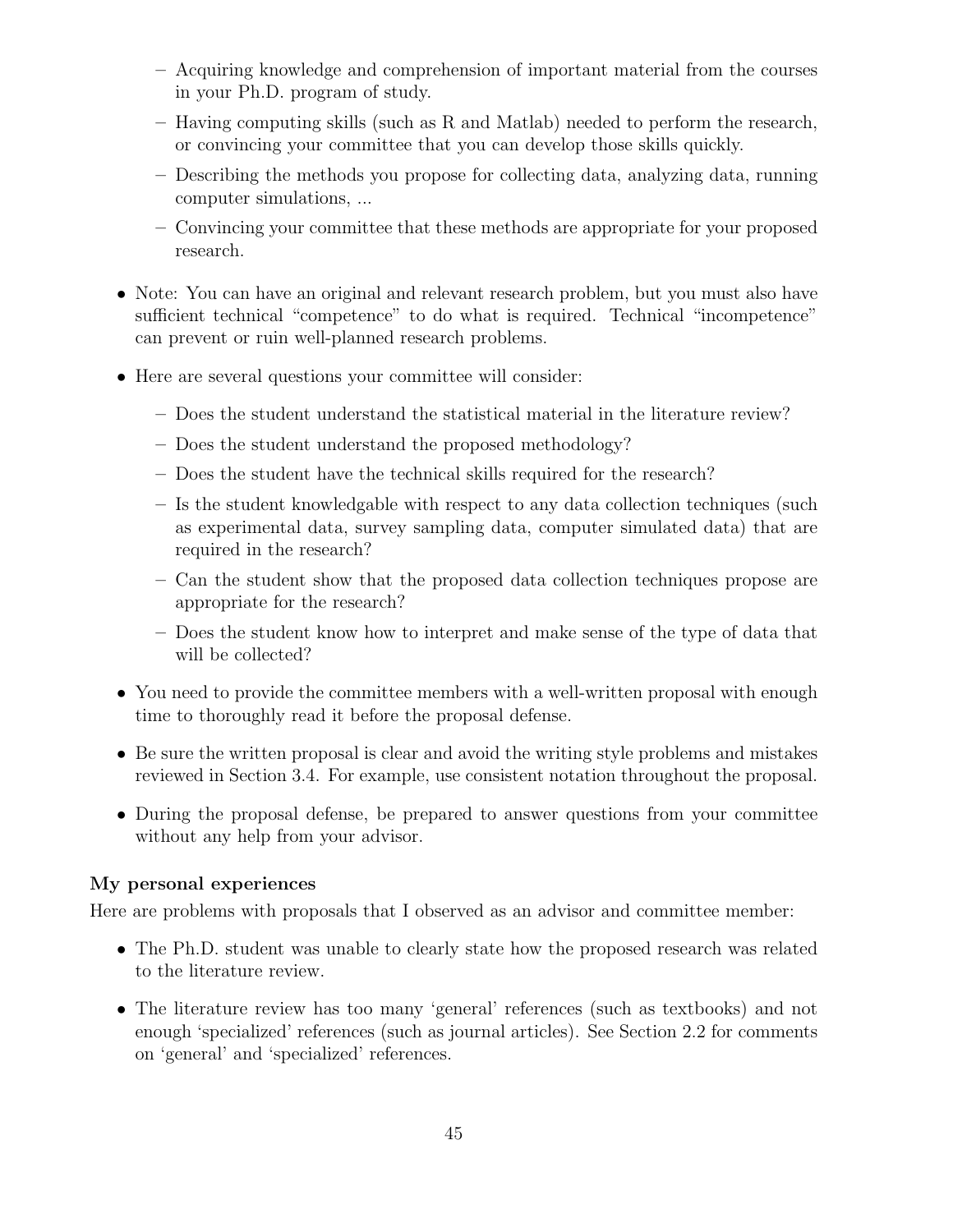- Acquiring knowledge and comprehension of important material from the courses in your Ph.D. program of study.
  - Having computing skills (such as R and Matlab) needed to perform the research, or convincing your committee that you can develop those skills quickly.
  - Describing the methods you propose for collecting data, analyzing data, running computer simulations, ...
  - Convincing your committee that these methods are appropriate for your proposed research.

- Note: You can have an original and relevant research problem, but you must also have sufficient technical "competence" to do what is required. Technical "incompetence" can prevent or ruin well-planned research problems.

- Here are several questions your committee will consider:
  - Does the student understand the statistical material in the literature review?
  - Does the student understand the proposed methodology?
  - Does the student have the technical skills required for the research?
  - Is the student knowledgable with respect to any data collection techniques (such as experimental data, survey sampling data, computer simulated data) that are required in the research?
  - Can the student show that the proposed data collection techniques propose are appropriate for the research?
  - Does the student know how to interpret and make sense of the type of data that will be collected?

- You need to provide the committee members with a well-written proposal with enough time to thoroughly read it before the proposal defense.

- Be sure the written proposal is clear and avoid the writing style problems and mistakes reviewed in Section 3.4. For example, use consistent notation throughout the proposal.

- During the proposal defense, be prepared to answer questions from your committee without any help from your advisor.

**My personal experiences**

Here are problems with proposals that I observed as an advisor and committee member:

- The Ph.D. student was unable to clearly state how the proposed research was related to the literature review.

- The literature review has too many 'general' references (such as textbooks) and not enough 'specialized' references (such as journal articles). See Section 2.2 for comments on 'general' and 'specialized' references.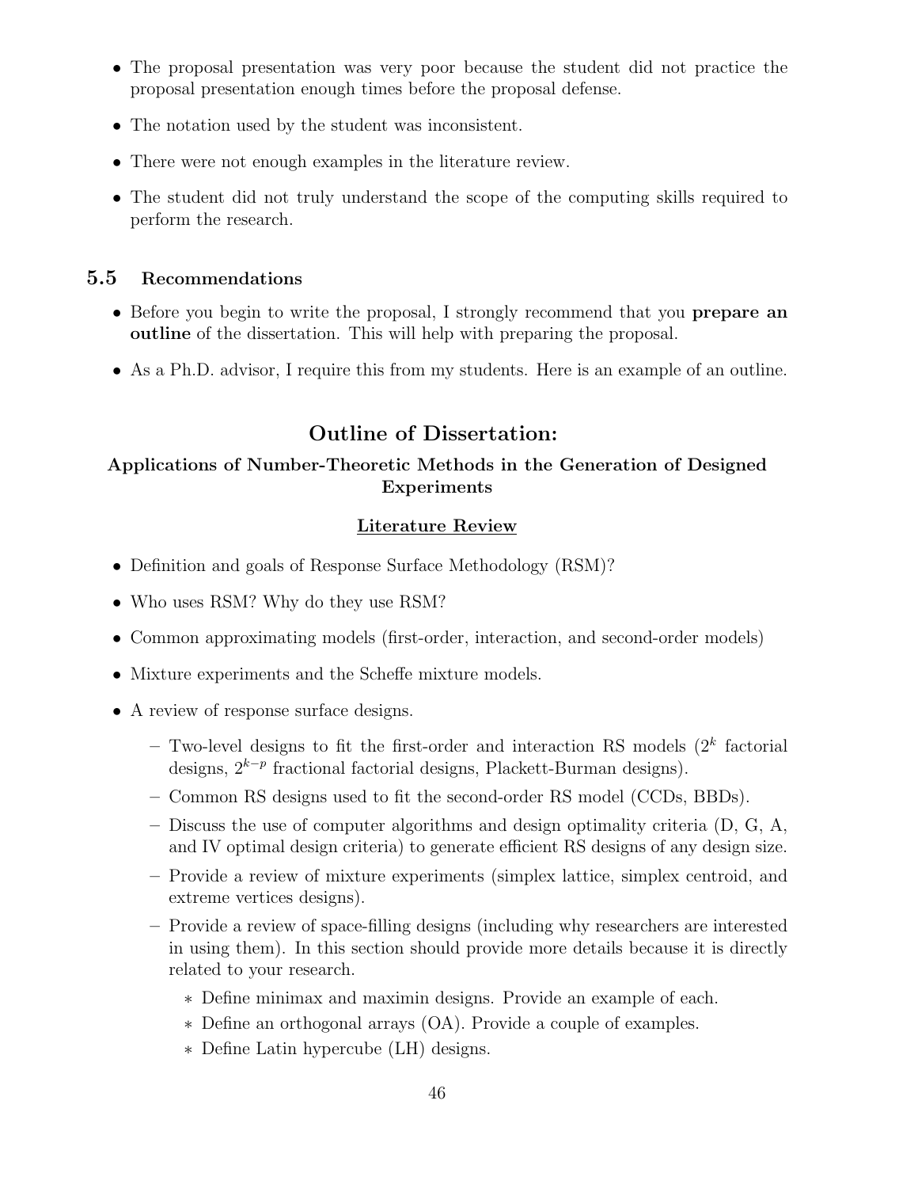- The proposal presentation was very poor because the student did not practice the proposal presentation enough times before the proposal defense.
- The notation used by the student was inconsistent.
- There were not enough examples in the literature review.
- The student did not truly understand the scope of the computing skills required to perform the research.

## 5.5 Recommendations

- Before you begin to write the proposal, I strongly recommend that you **prepare an outline** of the dissertation. This will help with preparing the proposal.
- As a Ph.D. advisor, I require this from my students. Here is an example of an outline.

## Outline of Dissertation:

### Applications of Number-Theoretic Methods in the Generation of Designed Experiments

#### Literature Review

- Definition and goals of Response Surface Methodology (RSM)?
- Who uses RSM? Why do they use RSM?
- Common approximating models (first-order, interaction, and second-order models)
- Mixture experiments and the Scheffe mixture models.
- A review of response surface designs.
  - Two-level designs to fit the first-order and interaction RS models ($2^k$ factorial designs, $2^{k-p}$ fractional factorial designs, Plackett-Burman designs).
  - Common RS designs used to fit the second-order RS model (CCDs, BBDs).
  - Discuss the use of computer algorithms and design optimality criteria (D, G, A, and IV optimal design criteria) to generate efficient RS designs of any design size.
  - Provide a review of mixture experiments (simplex lattice, simplex centroid, and extreme vertices designs).
  - Provide a review of space-filling designs (including why researchers are interested in using them). In this section should provide more details because it is directly related to your research.
    - Define minimax and maximin designs. Provide an example of each.
    - Define an orthogonal arrays (OA). Provide a couple of examples.
    - Define Latin hypercube (LH) designs.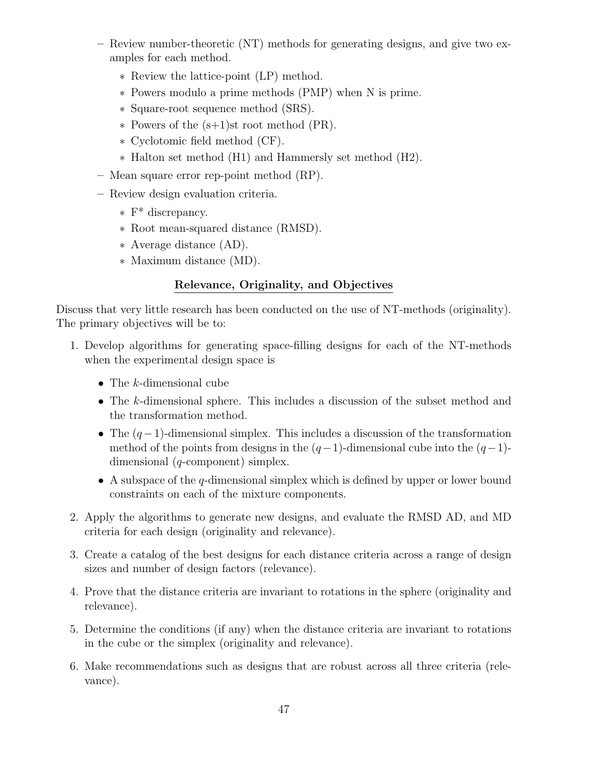- Review number-theoretic (NT) methods for generating designs, and give two examples for each method.
  * Review the lattice-point (LP) method.
  * Powers modulo a prime methods (PMP) when N is prime.
  * Square-root sequence method (SRS).
  * Powers of the (s+1)st root method (PR).
  * Cyclotomic field method (CF).
  * Halton set method (H1) and Hammersly set method (H2).
- Mean square error rep-point method (RP).
- Review design evaluation criteria.
  * F* discrepancy.
  * Root mean-squared distance (RMSD).
  * Average distance (AD).
  * Maximum distance (MD).

## Relevance, Originality, and Objectives

Discuss that very little research has been conducted on the use of NT-methods (originality). The primary objectives will be to:

1. Develop algorithms for generating space-filling designs for each of the NT-methods when the experimental design space is
   - The $k$-dimensional cube
   - The $k$-dimensional sphere. This includes a discussion of the subset method and the transformation method.
   - The $(q-1)$-dimensional simplex. This includes a discussion of the transformation method of the points from designs in the $(q-1)$-dimensional cube into the $(q-1)$-dimensional ($q$-component) simplex.
   - A subspace of the $q$-dimensional simplex which is defined by upper or lower bound constraints on each of the mixture components.
2. Apply the algorithms to generate new designs, and evaluate the RMSD AD, and MD criteria for each design (originality and relevance).
3. Create a catalog of the best designs for each distance criteria across a range of design sizes and number of design factors (relevance).
4. Prove that the distance criteria are invariant to rotations in the sphere (originality and relevance).
5. Determine the conditions (if any) when the distance criteria are invariant to rotations in the cube or the simplex (originality and relevance).
6. Make recommendations such as designs that are robust across all three criteria (relevance).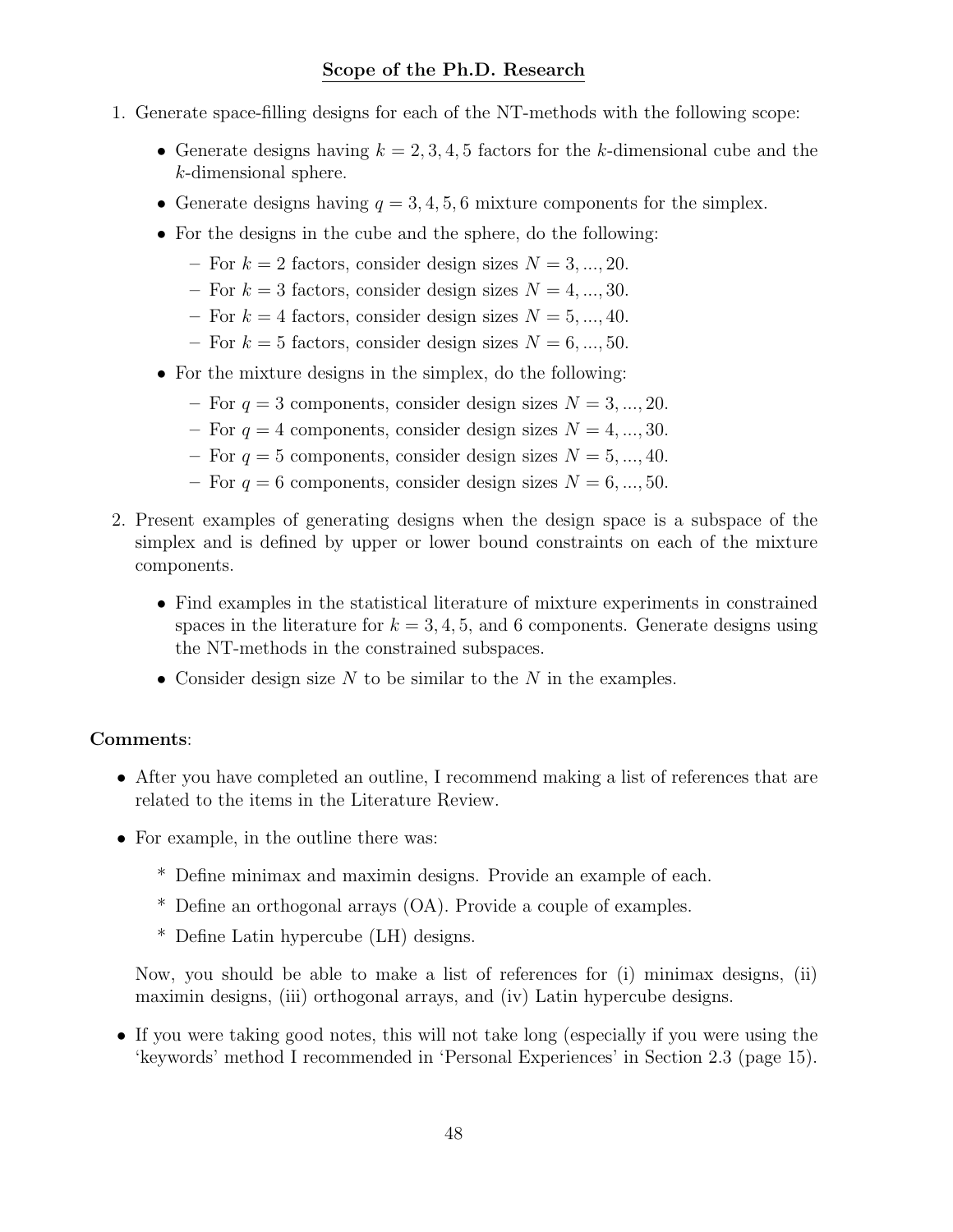**Scope of the Ph.D. Research**

1. Generate space-filling designs for each of the NT-methods with the following scope:
   - Generate designs having $k = 2, 3, 4, 5$ factors for the $k$-dimensional cube and the $k$-dimensional sphere.
   - Generate designs having $q = 3, 4, 5, 6$ mixture components for the simplex.
   - For the designs in the cube and the sphere, do the following:
     - For $k = 2$ factors, consider design sizes $N = 3, ..., 20$.
     - For $k = 3$ factors, consider design sizes $N = 4, ..., 30$.
     - For $k = 4$ factors, consider design sizes $N = 5, ..., 40$.
     - For $k = 5$ factors, consider design sizes $N = 6, ..., 50$.
   - For the mixture designs in the simplex, do the following:
     - For $q = 3$ components, consider design sizes $N = 3, ..., 20$.
     - For $q = 4$ components, consider design sizes $N = 4, ..., 30$.
     - For $q = 5$ components, consider design sizes $N = 5, ..., 40$.
     - For $q = 6$ components, consider design sizes $N = 6, ..., 50$.
2. Present examples of generating designs when the design space is a subspace of the simplex and is defined by upper or lower bound constraints on each of the mixture components.
   - Find examples in the statistical literature of mixture experiments in constrained spaces in the literature for $k = 3, 4, 5$, and 6 components. Generate designs using the NT-methods in the constrained subspaces.
   - Consider design size $N$ to be similar to the $N$ in the examples.

**Comments**:

- After you have completed an outline, I recommend making a list of references that are related to the items in the Literature Review.
- For example, in the outline there was:
  * Define minimax and maximin designs. Provide an example of each.
  * Define an orthogonal arrays (OA). Provide a couple of examples.
  * Define Latin hypercube (LH) designs.

  Now, you should be able to make a list of references for (i) minimax designs, (ii) maximin designs, (iii) orthogonal arrays, and (iv) Latin hypercube designs.
- If you were taking good notes, this will not take long (especially if you were using the 'keywords' method I recommended in 'Personal Experiences' in Section 2.3 (page 15).